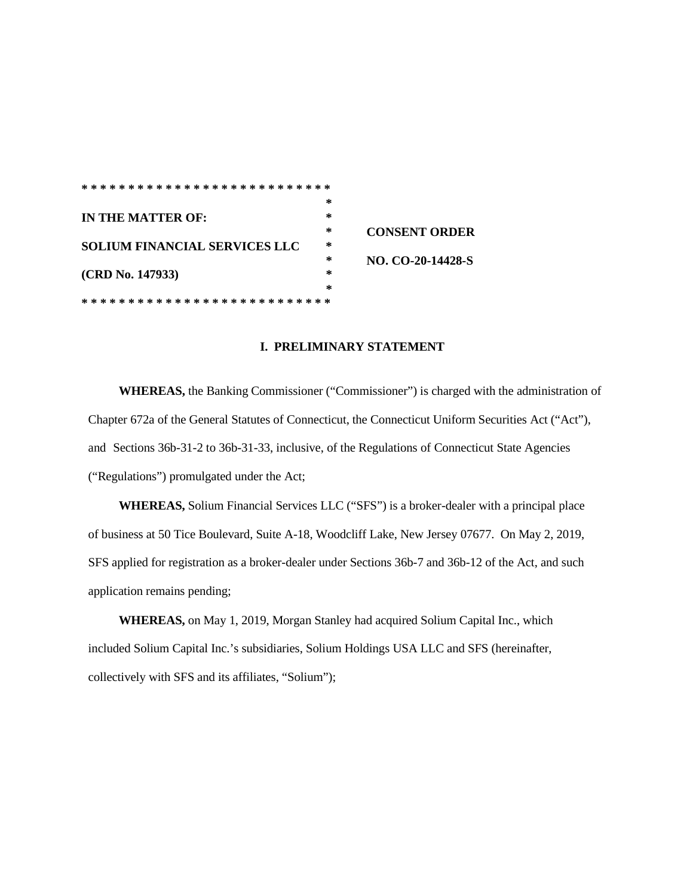```
* * * * * * * * * * * * * * * * * * * * * * * * * * *
                                                    *
IN THE MATTER OF:                                   *
                                                    *     CONSENT ORDER
SOLIUM FINANCIAL SERVICES LLC                       *
                                                    *     NO. CO-20-14428-S
(CRD No. 147933)                                    *
                                                    *
* * * * * * * * * * * * * * * * * * * * * * * * * * *
```

## I. PRELIMINARY STATEMENT

**WHEREAS,** the Banking Commissioner ("Commissioner") is charged with the administration of Chapter 672a of the General Statutes of Connecticut, the Connecticut Uniform Securities Act ("Act"), and Sections 36b-31-2 to 36b-31-33, inclusive, of the Regulations of Connecticut State Agencies ("Regulations") promulgated under the Act;

**WHEREAS,** Solium Financial Services LLC ("SFS") is a broker-dealer with a principal place of business at 50 Tice Boulevard, Suite A-18, Woodcliff Lake, New Jersey 07677. On May 2, 2019, SFS applied for registration as a broker-dealer under Sections 36b-7 and 36b-12 of the Act, and such application remains pending;

**WHEREAS,** on May 1, 2019, Morgan Stanley had acquired Solium Capital Inc., which included Solium Capital Inc.'s subsidiaries, Solium Holdings USA LLC and SFS (hereinafter, collectively with SFS and its affiliates, "Solium");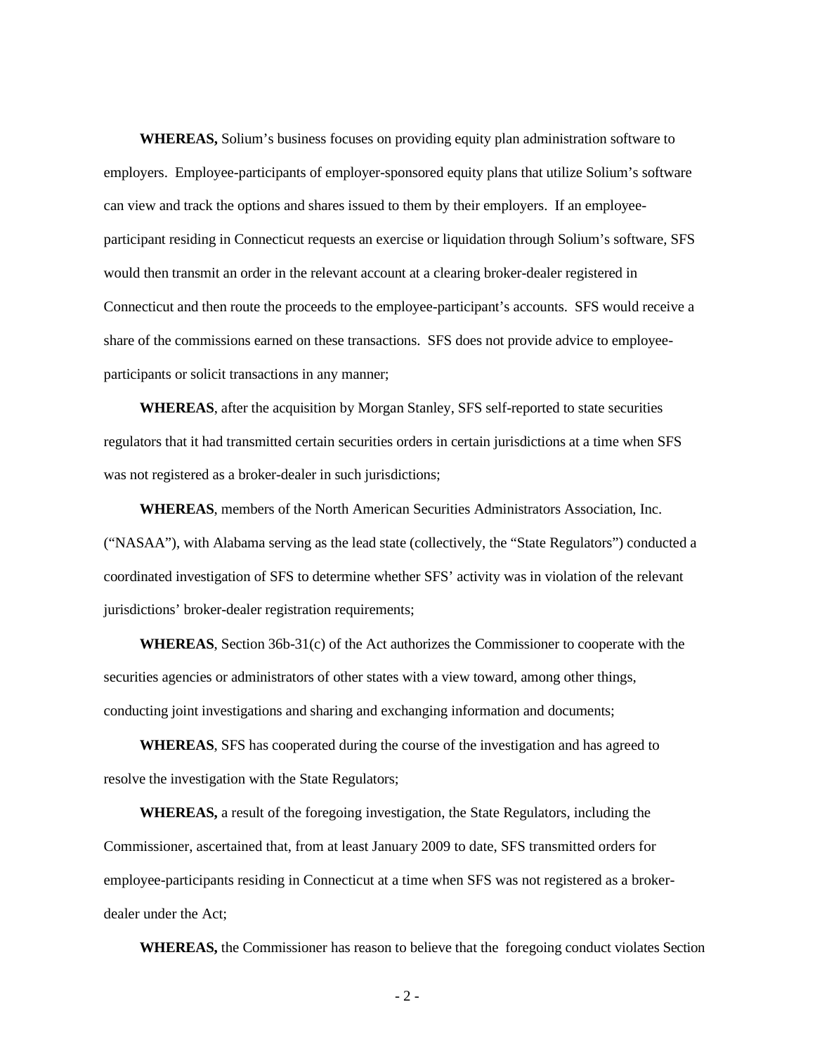**WHEREAS,** Solium's business focuses on providing equity plan administration software to employers. Employee-participants of employer-sponsored equity plans that utilize Solium's software can view and track the options and shares issued to them by their employers. If an employee-participant residing in Connecticut requests an exercise or liquidation through Solium's software, SFS would then transmit an order in the relevant account at a clearing broker-dealer registered in Connecticut and then route the proceeds to the employee-participant's accounts. SFS would receive a share of the commissions earned on these transactions. SFS does not provide advice to employee-participants or solicit transactions in any manner;

**WHEREAS**, after the acquisition by Morgan Stanley, SFS self-reported to state securities regulators that it had transmitted certain securities orders in certain jurisdictions at a time when SFS was not registered as a broker-dealer in such jurisdictions;

**WHEREAS**, members of the North American Securities Administrators Association, Inc. ("NASAA"), with Alabama serving as the lead state (collectively, the "State Regulators") conducted a coordinated investigation of SFS to determine whether SFS' activity was in violation of the relevant jurisdictions' broker-dealer registration requirements;

**WHEREAS**, Section 36b-31(c) of the Act authorizes the Commissioner to cooperate with the securities agencies or administrators of other states with a view toward, among other things, conducting joint investigations and sharing and exchanging information and documents;

**WHEREAS**, SFS has cooperated during the course of the investigation and has agreed to resolve the investigation with the State Regulators;

**WHEREAS,** a result of the foregoing investigation, the State Regulators, including the Commissioner, ascertained that, from at least January 2009 to date, SFS transmitted orders for employee-participants residing in Connecticut at a time when SFS was not registered as a broker-dealer under the Act;

**WHEREAS,** the Commissioner has reason to believe that the foregoing conduct violates Section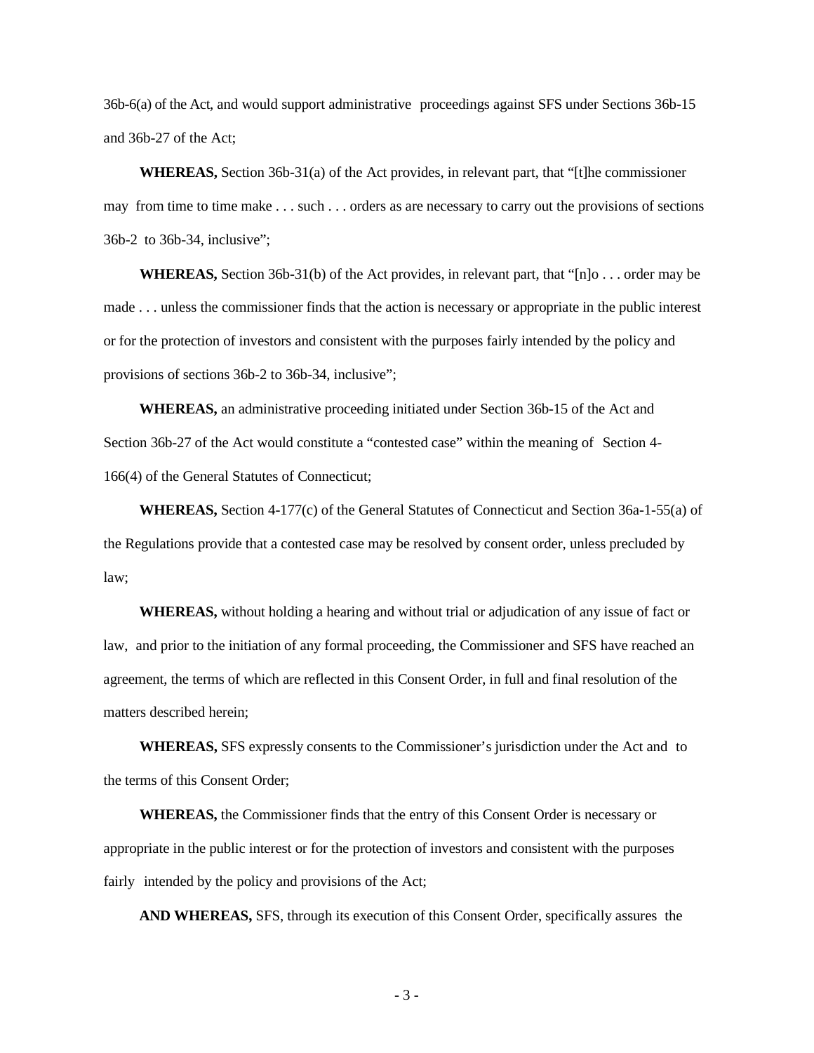36b-6(a) of the Act, and would support administrative proceedings against SFS under Sections 36b-15 and 36b-27 of the Act;

**WHEREAS,** Section 36b-31(a) of the Act provides, in relevant part, that "[t]he commissioner may from time to time make . . . such . . . orders as are necessary to carry out the provisions of sections 36b-2 to 36b-34, inclusive";

**WHEREAS,** Section 36b-31(b) of the Act provides, in relevant part, that "[n]o . . . order may be made . . . unless the commissioner finds that the action is necessary or appropriate in the public interest or for the protection of investors and consistent with the purposes fairly intended by the policy and provisions of sections 36b-2 to 36b-34, inclusive";

**WHEREAS,** an administrative proceeding initiated under Section 36b-15 of the Act and Section 36b-27 of the Act would constitute a "contested case" within the meaning of Section 4-166(4) of the General Statutes of Connecticut;

**WHEREAS,** Section 4-177(c) of the General Statutes of Connecticut and Section 36a-1-55(a) of the Regulations provide that a contested case may be resolved by consent order, unless precluded by law;

**WHEREAS,** without holding a hearing and without trial or adjudication of any issue of fact or law, and prior to the initiation of any formal proceeding, the Commissioner and SFS have reached an agreement, the terms of which are reflected in this Consent Order, in full and final resolution of the matters described herein;

**WHEREAS,** SFS expressly consents to the Commissioner's jurisdiction under the Act and to the terms of this Consent Order;

**WHEREAS,** the Commissioner finds that the entry of this Consent Order is necessary or appropriate in the public interest or for the protection of investors and consistent with the purposes fairly intended by the policy and provisions of the Act;

**AND WHEREAS,** SFS, through its execution of this Consent Order, specifically assures the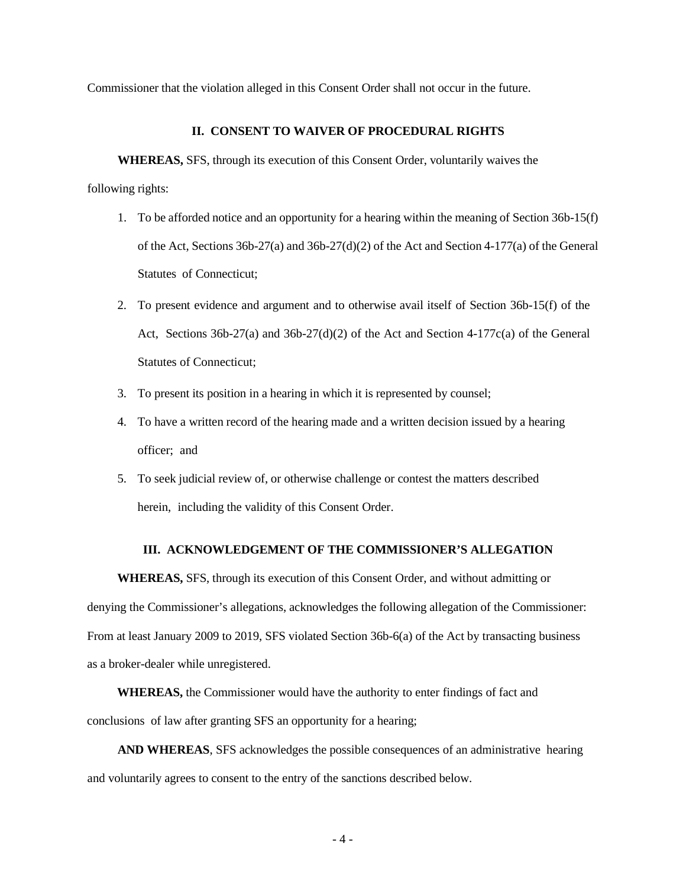Commissioner that the violation alleged in this Consent Order shall not occur in the future.

## II. CONSENT TO WAIVER OF PROCEDURAL RIGHTS

**WHEREAS,** SFS, through its execution of this Consent Order, voluntarily waives the following rights:

1. To be afforded notice and an opportunity for a hearing within the meaning of Section 36b-15(f) of the Act, Sections 36b-27(a) and 36b-27(d)(2) of the Act and Section 4-177(a) of the General Statutes of Connecticut;
2. To present evidence and argument and to otherwise avail itself of Section 36b-15(f) of the Act, Sections 36b-27(a) and 36b-27(d)(2) of the Act and Section 4-177c(a) of the General Statutes of Connecticut;
3. To present its position in a hearing in which it is represented by counsel;
4. To have a written record of the hearing made and a written decision issued by a hearing officer; and
5. To seek judicial review of, or otherwise challenge or contest the matters described herein, including the validity of this Consent Order.

## III. ACKNOWLEDGEMENT OF THE COMMISSIONER'S ALLEGATION

**WHEREAS,** SFS, through its execution of this Consent Order, and without admitting or denying the Commissioner's allegations, acknowledges the following allegation of the Commissioner: From at least January 2009 to 2019, SFS violated Section 36b-6(a) of the Act by transacting business as a broker-dealer while unregistered.

**WHEREAS,** the Commissioner would have the authority to enter findings of fact and conclusions of law after granting SFS an opportunity for a hearing;

**AND WHEREAS**, SFS acknowledges the possible consequences of an administrative hearing and voluntarily agrees to consent to the entry of the sanctions described below.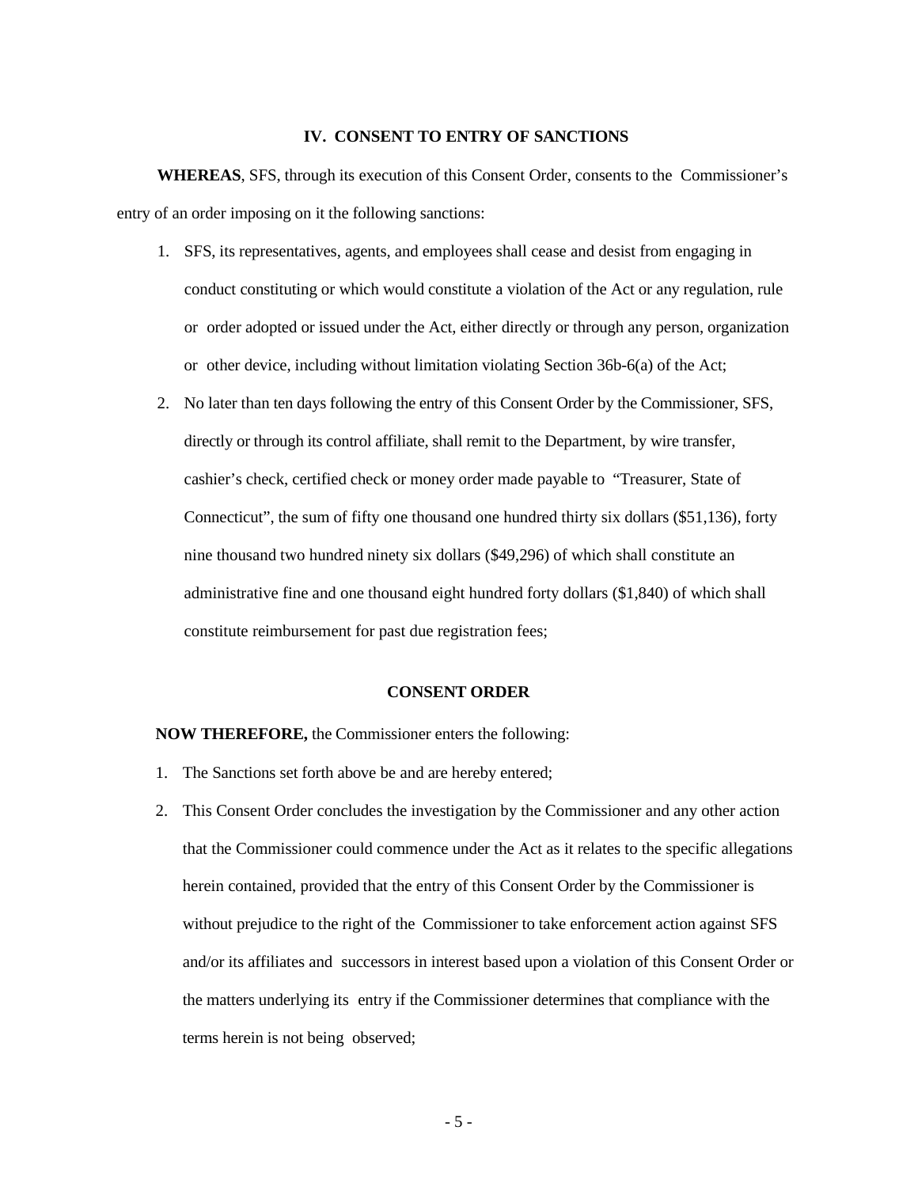## IV. CONSENT TO ENTRY OF SANCTIONS

**WHEREAS**, SFS, through its execution of this Consent Order, consents to the Commissioner's entry of an order imposing on it the following sanctions:

1. SFS, its representatives, agents, and employees shall cease and desist from engaging in conduct constituting or which would constitute a violation of the Act or any regulation, rule or order adopted or issued under the Act, either directly or through any person, organization or other device, including without limitation violating Section 36b-6(a) of the Act;
2. No later than ten days following the entry of this Consent Order by the Commissioner, SFS, directly or through its control affiliate, shall remit to the Department, by wire transfer, cashier's check, certified check or money order made payable to "Treasurer, State of Connecticut", the sum of fifty one thousand one hundred thirty six dollars ($51,136), forty nine thousand two hundred ninety six dollars ($49,296) of which shall constitute an administrative fine and one thousand eight hundred forty dollars ($1,840) of which shall constitute reimbursement for past due registration fees;

## CONSENT ORDER

**NOW THEREFORE,** the Commissioner enters the following:

1. The Sanctions set forth above be and are hereby entered;
2. This Consent Order concludes the investigation by the Commissioner and any other action that the Commissioner could commence under the Act as it relates to the specific allegations herein contained, provided that the entry of this Consent Order by the Commissioner is without prejudice to the right of the Commissioner to take enforcement action against SFS and/or its affiliates and successors in interest based upon a violation of this Consent Order or the matters underlying its entry if the Commissioner determines that compliance with the terms herein is not being observed;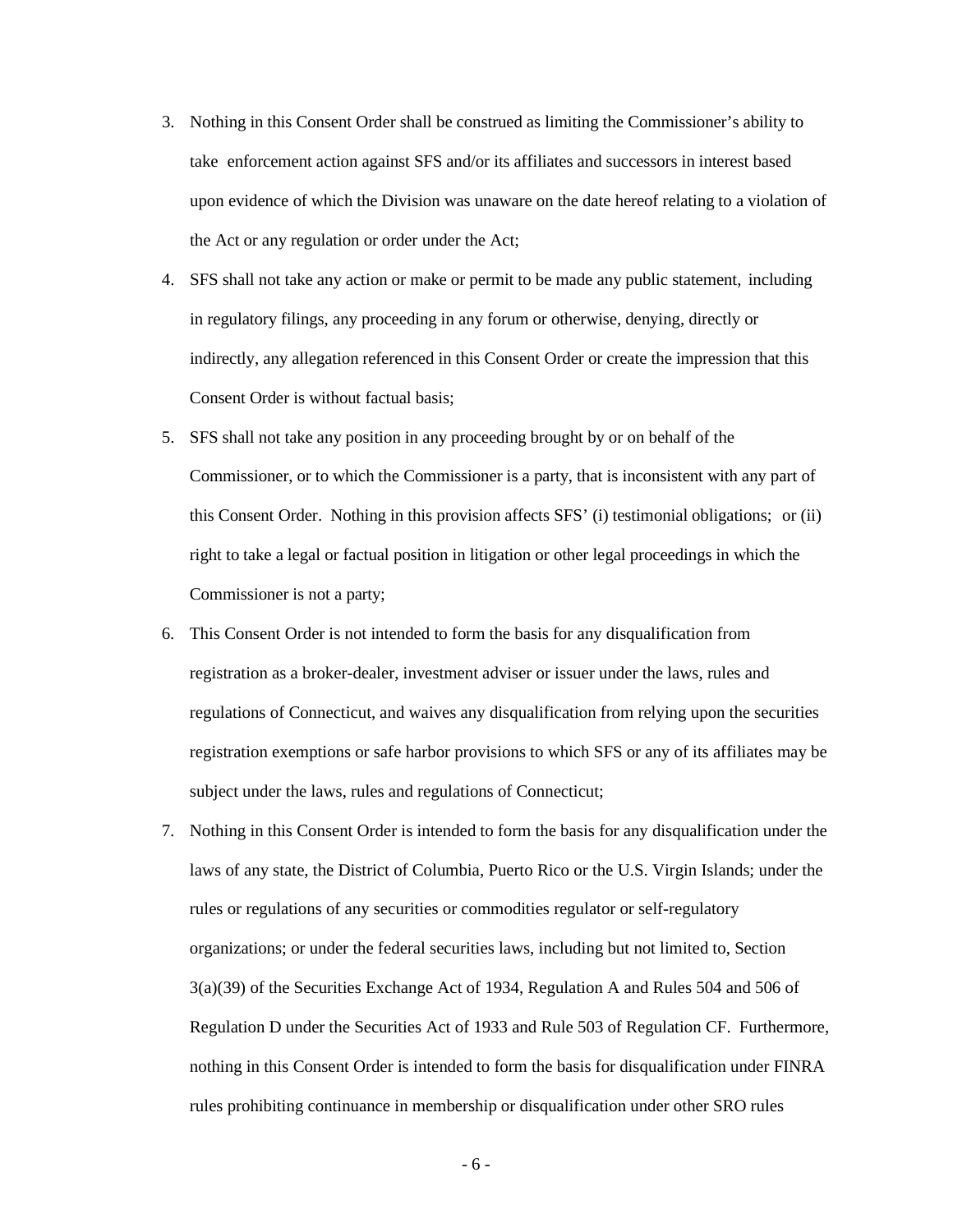3. Nothing in this Consent Order shall be construed as limiting the Commissioner's ability to take enforcement action against SFS and/or its affiliates and successors in interest based upon evidence of which the Division was unaware on the date hereof relating to a violation of the Act or any regulation or order under the Act;
4. SFS shall not take any action or make or permit to be made any public statement, including in regulatory filings, any proceeding in any forum or otherwise, denying, directly or indirectly, any allegation referenced in this Consent Order or create the impression that this Consent Order is without factual basis;
5. SFS shall not take any position in any proceeding brought by or on behalf of the Commissioner, or to which the Commissioner is a party, that is inconsistent with any part of this Consent Order. Nothing in this provision affects SFS' (i) testimonial obligations; or (ii) right to take a legal or factual position in litigation or other legal proceedings in which the Commissioner is not a party;
6. This Consent Order is not intended to form the basis for any disqualification from registration as a broker-dealer, investment adviser or issuer under the laws, rules and regulations of Connecticut, and waives any disqualification from relying upon the securities registration exemptions or safe harbor provisions to which SFS or any of its affiliates may be subject under the laws, rules and regulations of Connecticut;
7. Nothing in this Consent Order is intended to form the basis for any disqualification under the laws of any state, the District of Columbia, Puerto Rico or the U.S. Virgin Islands; under the rules or regulations of any securities or commodities regulator or self-regulatory organizations; or under the federal securities laws, including but not limited to, Section 3(a)(39) of the Securities Exchange Act of 1934, Regulation A and Rules 504 and 506 of Regulation D under the Securities Act of 1933 and Rule 503 of Regulation CF. Furthermore, nothing in this Consent Order is intended to form the basis for disqualification under FINRA rules prohibiting continuance in membership or disqualification under other SRO rules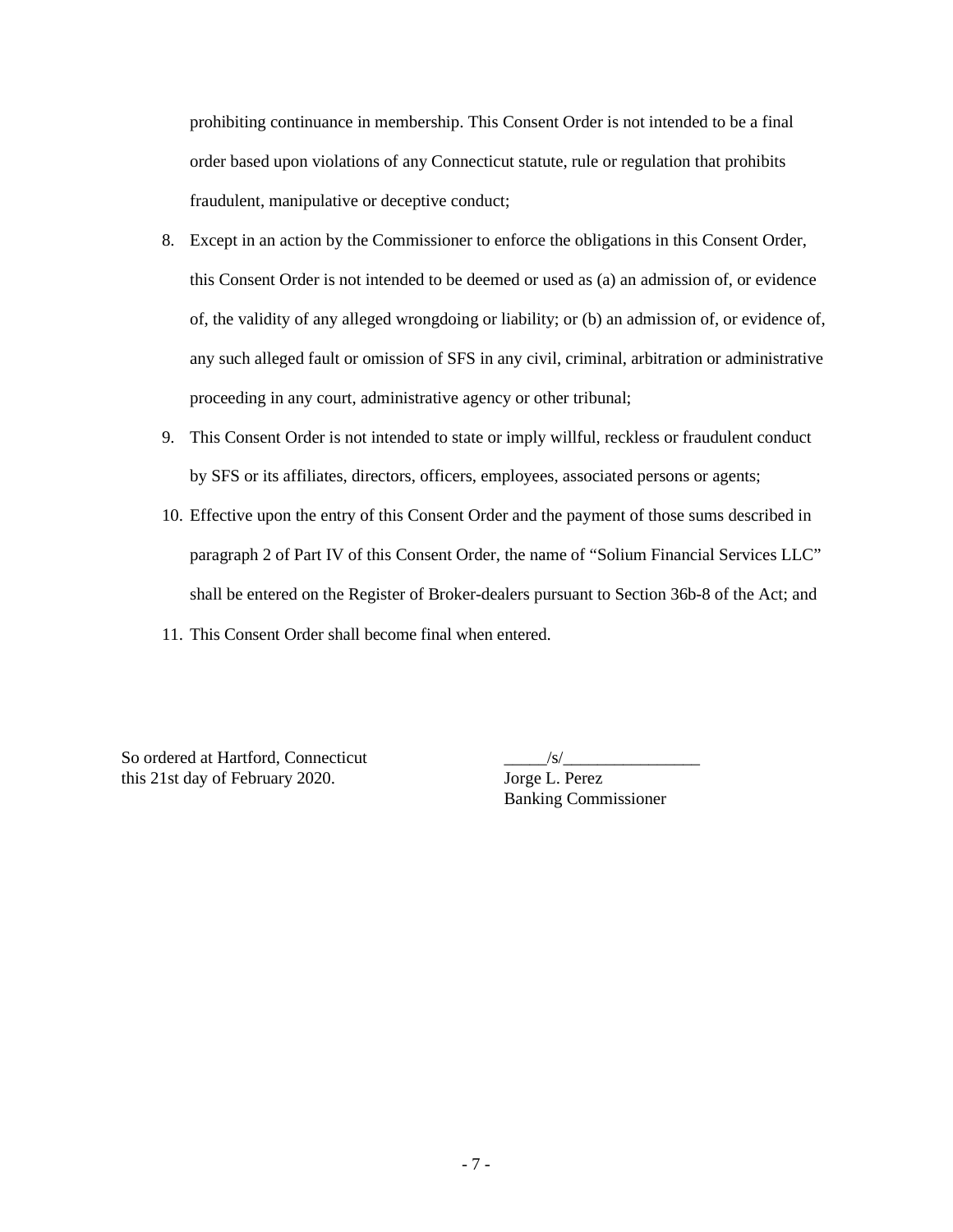prohibiting continuance in membership. This Consent Order is not intended to be a final order based upon violations of any Connecticut statute, rule or regulation that prohibits fraudulent, manipulative or deceptive conduct;

8. Except in an action by the Commissioner to enforce the obligations in this Consent Order, this Consent Order is not intended to be deemed or used as (a) an admission of, or evidence of, the validity of any alleged wrongdoing or liability; or (b) an admission of, or evidence of, any such alleged fault or omission of SFS in any civil, criminal, arbitration or administrative proceeding in any court, administrative agency or other tribunal;
9. This Consent Order is not intended to state or imply willful, reckless or fraudulent conduct by SFS or its affiliates, directors, officers, employees, associated persons or agents;
10. Effective upon the entry of this Consent Order and the payment of those sums described in paragraph 2 of Part IV of this Consent Order, the name of "Solium Financial Services LLC" shall be entered on the Register of Broker-dealers pursuant to Section 36b-8 of the Act; and
11. This Consent Order shall become final when entered.

So ordered at Hartford, Connecticut
this 21st day of February 2020.

_____/s/________________
Jorge L. Perez
Banking Commissioner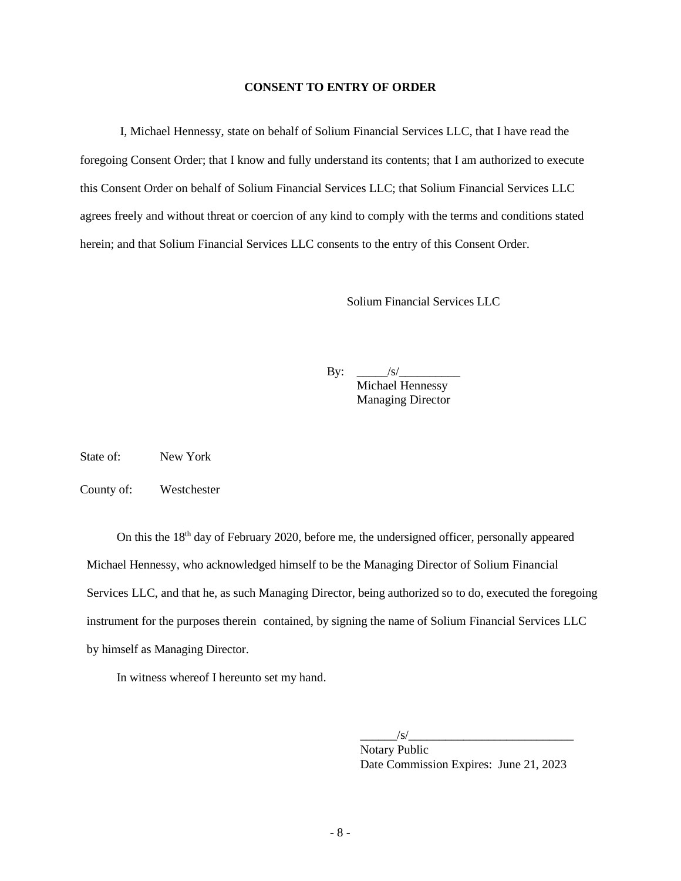**CONSENT TO ENTRY OF ORDER**

I, Michael Hennessy, state on behalf of Solium Financial Services LLC, that I have read the foregoing Consent Order; that I know and fully understand its contents; that I am authorized to execute this Consent Order on behalf of Solium Financial Services LLC; that Solium Financial Services LLC agrees freely and without threat or coercion of any kind to comply with the terms and conditions stated herein; and that Solium Financial Services LLC consents to the entry of this Consent Order.

Solium Financial Services LLC

By: _____/s/__________
Michael Hennessy
Managing Director

State of: New York

County of: Westchester

On this the 18th day of February 2020, before me, the undersigned officer, personally appeared Michael Hennessy, who acknowledged himself to be the Managing Director of Solium Financial Services LLC, and that he, as such Managing Director, being authorized so to do, executed the foregoing instrument for the purposes therein contained, by signing the name of Solium Financial Services LLC by himself as Managing Director.

In witness whereof I hereunto set my hand.

______/s/____________________________
Notary Public
Date Commission Expires: June 21, 2023